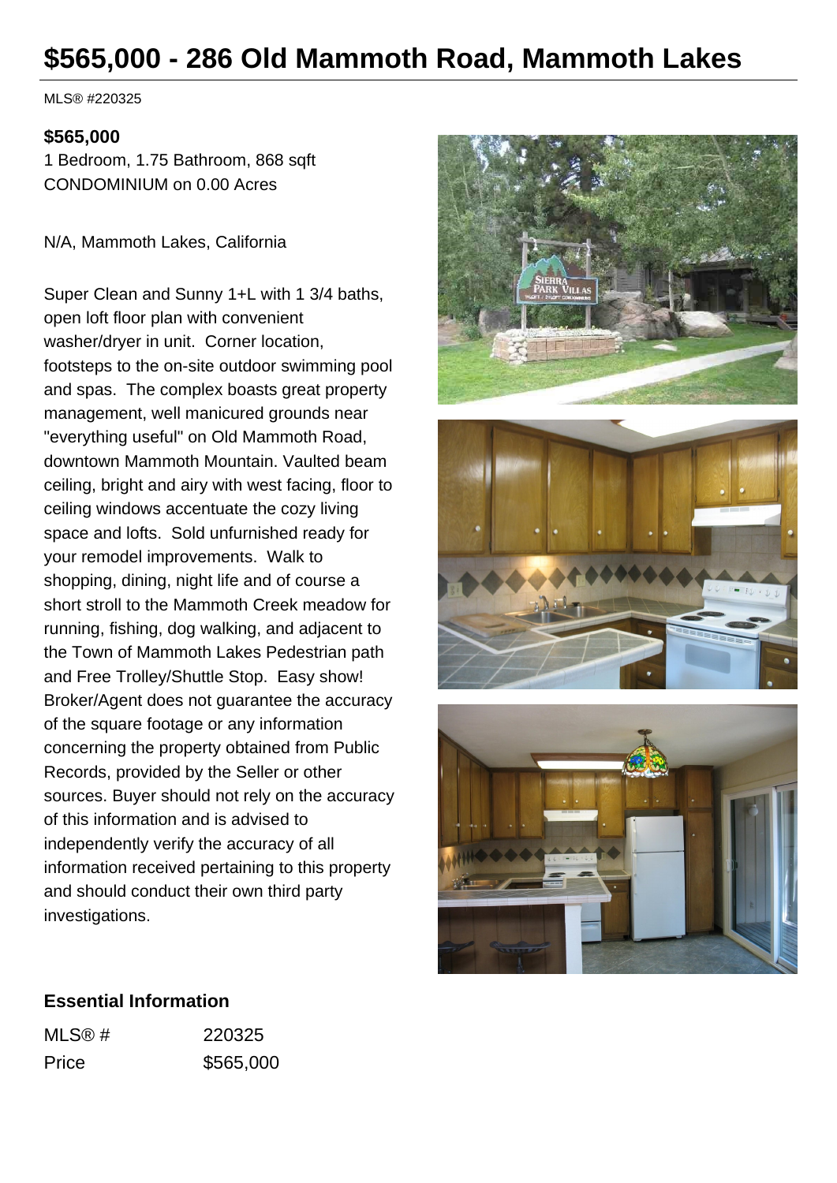# $565,000 - 286 Old Mammoth Road, Mammoth Lakes

MLS® #220325

**$565,000**

1 Bedroom, 1.75 Bathroom, 868 sqft

CONDOMINIUM on 0.00 Acres

N/A, Mammoth Lakes, California

Super Clean and Sunny 1+L with 1 3/4 baths, open loft floor plan with convenient washer/dryer in unit. Corner location, footsteps to the on-site outdoor swimming pool and spas. The complex boasts great property management, well manicured grounds near "everything useful" on Old Mammoth Road, downtown Mammoth Mountain. Vaulted beam ceiling, bright and airy with west facing, floor to ceiling windows accentuate the cozy living space and lofts. Sold unfurnished ready for your remodel improvements. Walk to shopping, dining, night life and of course a short stroll to the Mammoth Creek meadow for running, fishing, dog walking, and adjacent to the Town of Mammoth Lakes Pedestrian path and Free Trolley/Shuttle Stop. Easy show! Broker/Agent does not guarantee the accuracy of the square footage or any information concerning the property obtained from Public Records, provided by the Seller or other sources. Buyer should not rely on the accuracy of this information and is advised to independently verify the accuracy of all information received pertaining to this property and should conduct their own third party investigations.

## Essential Information

| | |
|---|---|
| MLS® # | 220325 |
| Price | $565,000 |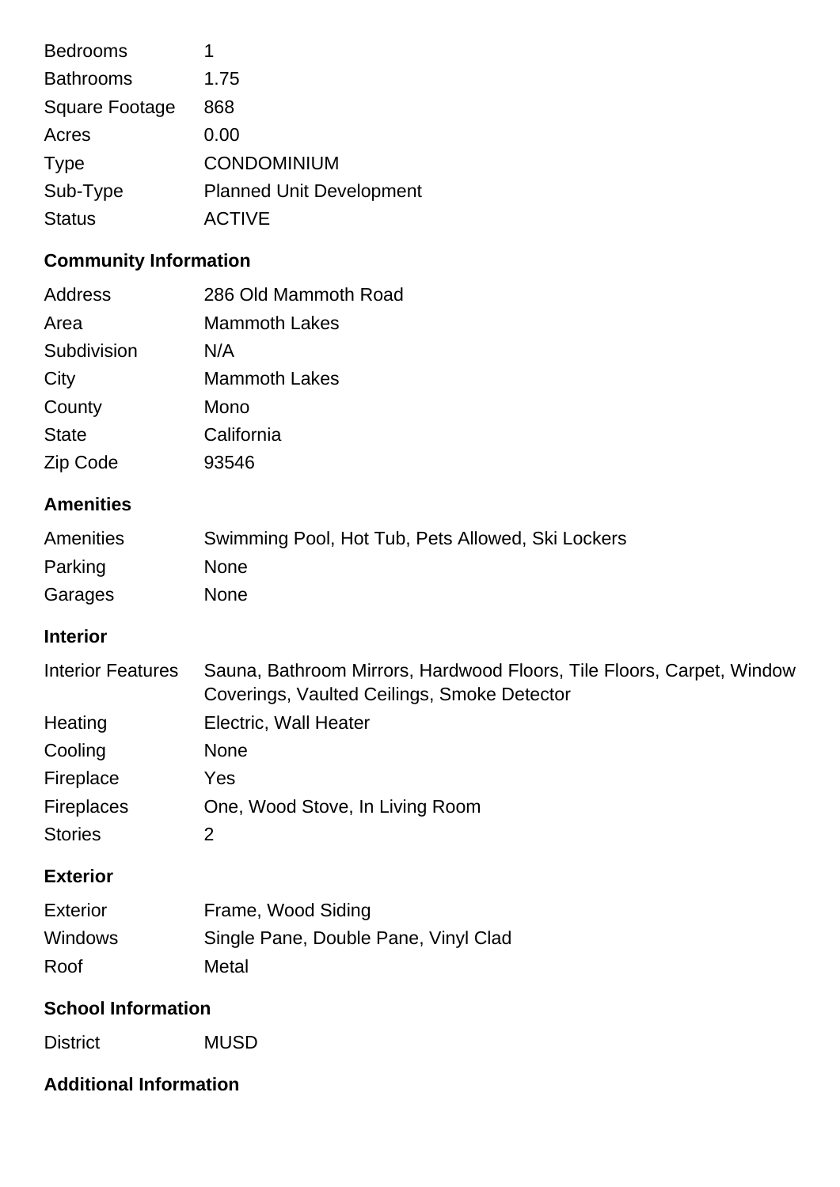| | |
|---|---|
| Bedrooms | 1 |
| Bathrooms | 1.75 |
| Square Footage | 868 |
| Acres | 0.00 |
| Type | CONDOMINIUM |
| Sub-Type | Planned Unit Development |
| Status | ACTIVE |

## Community Information

| | |
|---|---|
| Address | 286 Old Mammoth Road |
| Area | Mammoth Lakes |
| Subdivision | N/A |
| City | Mammoth Lakes |
| County | Mono |
| State | California |
| Zip Code | 93546 |

## Amenities

| | |
|---|---|
| Amenities | Swimming Pool, Hot Tub, Pets Allowed, Ski Lockers |
| Parking | None |
| Garages | None |

## Interior

| | |
|---|---|
| Interior Features | Sauna, Bathroom Mirrors, Hardwood Floors, Tile Floors, Carpet, Window Coverings, Vaulted Ceilings, Smoke Detector |
| Heating | Electric, Wall Heater |
| Cooling | None |
| Fireplace | Yes |
| Fireplaces | One, Wood Stove, In Living Room |
| Stories | 2 |

## Exterior

| | |
|---|---|
| Exterior | Frame, Wood Siding |
| Windows | Single Pane, Double Pane, Vinyl Clad |
| Roof | Metal |

## School Information

| | |
|---|---|
| District | MUSD |

## Additional Information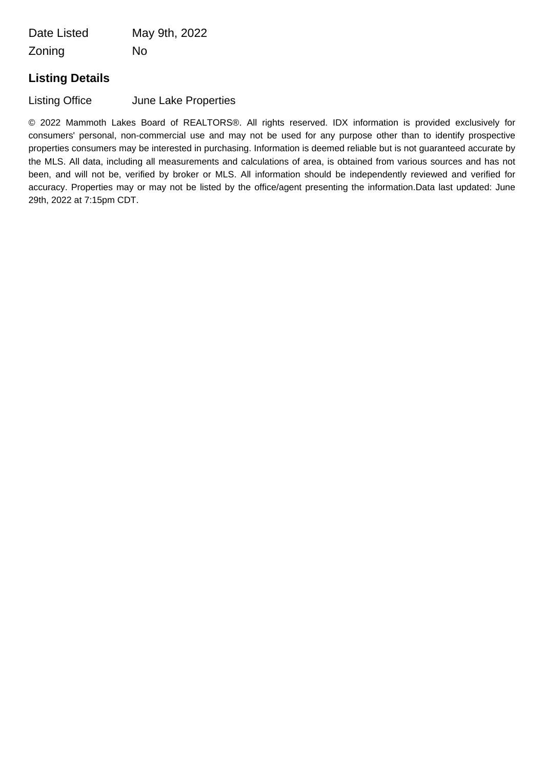| | |
|---|---|
| Date Listed | May 9th, 2022 |
| Zoning | No |

## Listing Details

| | |
|---|---|
| Listing Office | June Lake Properties |

© 2022 Mammoth Lakes Board of REALTORS®. All rights reserved. IDX information is provided exclusively for consumers' personal, non-commercial use and may not be used for any purpose other than to identify prospective properties consumers may be interested in purchasing. Information is deemed reliable but is not guaranteed accurate by the MLS. All data, including all measurements and calculations of area, is obtained from various sources and has not been, and will not be, verified by broker or MLS. All information should be independently reviewed and verified for accuracy. Properties may or may not be listed by the office/agent presenting the information.Data last updated: June 29th, 2022 at 7:15pm CDT.